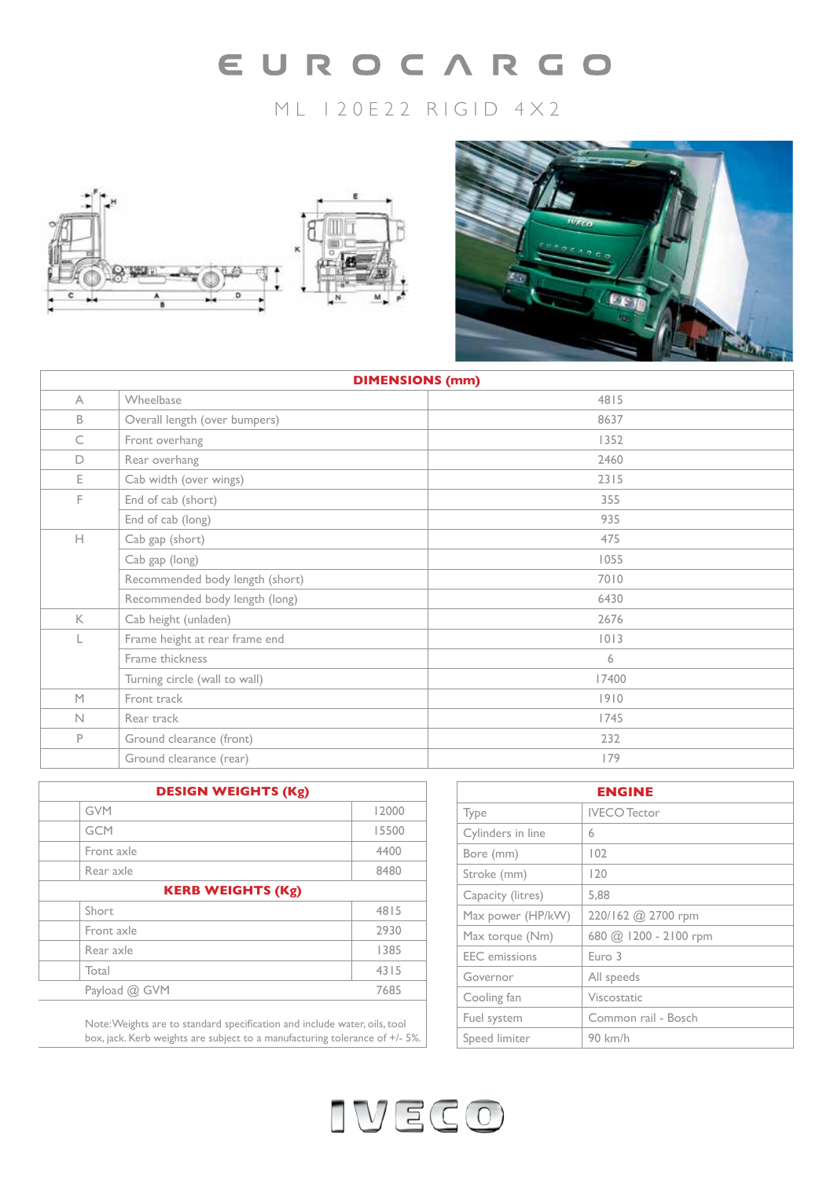# EUROCARGO

## ML 120E22 RIGID 4X2

| DIMENSIONS (mm) | | |
|---|---|---|
| A | Wheelbase | 4815 |
| B | Overall length (over bumpers) | 8637 |
| C | Front overhang | 1352 |
| D | Rear overhang | 2460 |
| E | Cab width (over wings) | 2315 |
| F | End of cab (short) | 355 |
| | End of cab (long) | 935 |
| H | Cab gap (short) | 475 |
| | Cab gap (long) | 1055 |
| | Recommended body length (short) | 7010 |
| | Recommended body length (long) | 6430 |
| K | Cab height (unladen) | 2676 |
| L | Frame height at rear frame end | 1013 |
| | Frame thickness | 6 |
| | Turning circle (wall to wall) | 17400 |
| M | Front track | 1910 |
| N | Rear track | 1745 |
| P | Ground clearance (front) | 232 |
| | Ground clearance (rear) | 179 |

| DESIGN WEIGHTS (Kg) | | |
|---|---|---|
| | GVM | 12000 |
| | GCM | 15500 |
| | Front axle | 4400 |
| | Rear axle | 8480 |
| **KERB WEIGHTS (Kg)** | | |
| | Short | 4815 |
| | Front axle | 2930 |
| | Rear axle | 1385 |
| | Total | 4315 |
| | Payload @ GVM | 7685 |

Note: Weights are to standard specification and include water, oils, tool box, jack. Kerb weights are subject to a manufacturing tolerance of +/- 5%.

| ENGINE | |
|---|---|
| Type | IVECO Tector |
| Cylinders in line | 6 |
| Bore (mm) | 102 |
| Stroke (mm) | 120 |
| Capacity (litres) | 5,88 |
| Max power (HP/kW) | 220/162 @ 2700 rpm |
| Max torque (Nm) | 680 @ 1200 - 2100 rpm |
| EEC emissions | Euro 3 |
| Governor | All speeds |
| Cooling fan | Viscostatic |
| Fuel system | Common rail - Bosch |
| Speed limiter | 90 km/h |

IVECO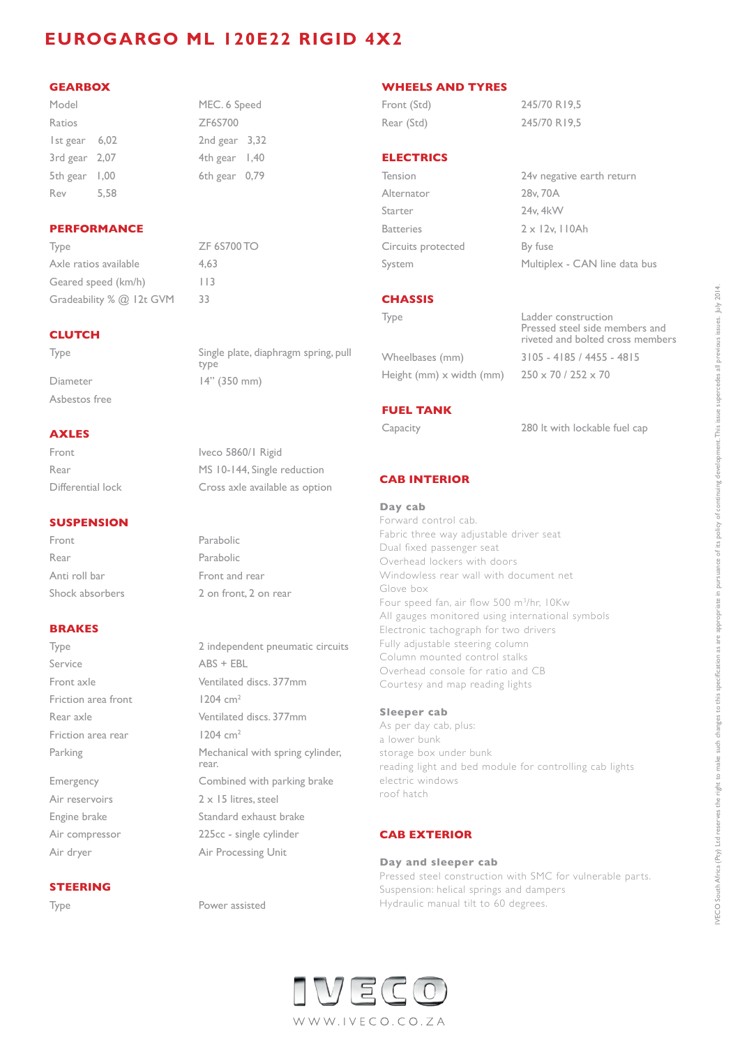# EUROGARGO ML 120E22 RIGID 4X2

## GEARBOX

| | |
|---|---|
| Model | MEC. 6 Speed |
| Ratios | ZF6S700 |
| 1st gear 6,02 | 2nd gear 3,32 |
| 3rd gear 2,07 | 4th gear 1,40 |
| 5th gear 1,00 | 6th gear 0,79 |
| Rev 5,58 | |

## PERFORMANCE

| | |
|---|---|
| Type | ZF 6S700 TO |
| Axle ratios available | 4,63 |
| Geared speed (km/h) | 113 |
| Gradeability % @ 12t GVM | 33 |

## CLUTCH

| | |
|---|---|
| Type | Single plate, diaphragm spring, pull type |
| Diameter | 14" (350 mm) |
| Asbestos free | |

## AXLES

| | |
|---|---|
| Front | Iveco 5860/1 Rigid |
| Rear | MS 10-144, Single reduction |
| Differential lock | Cross axle available as option |

## SUSPENSION

| | |
|---|---|
| Front | Parabolic |
| Rear | Parabolic |
| Anti roll bar | Front and rear |
| Shock absorbers | 2 on front, 2 on rear |

## BRAKES

| | |
|---|---|
| Type | 2 independent pneumatic circuits |
| Service | ABS + EBL |
| Front axle | Ventilated discs. 377mm |
| Friction area front | 1204 cm$^2$ |
| Rear axle | Ventilated discs. 377mm |
| Friction area rear | 1204 cm$^2$ |
| Parking | Mechanical with spring cylinder, rear. |
| Emergency | Combined with parking brake |
| Air reservoirs | 2 x 15 litres, steel |
| Engine brake | Standard exhaust brake |
| Air compressor | 225cc - single cylinder |
| Air dryer | Air Processing Unit |

## STEERING

| | |
|---|---|
| Type | Power assisted |

## WHEELS AND TYRES

| | |
|---|---|
| Front (Std) | 245/70 R19,5 |
| Rear (Std) | 245/70 R19,5 |

## ELECTRICS

| | |
|---|---|
| Tension | 24v negative earth return |
| Alternator | 28v, 70A |
| Starter | 24v, 4kW |
| Batteries | 2 x 12v, 110Ah |
| Circuits protected | By fuse |
| System | Multiplex - CAN line data bus |

## CHASSIS

| | |
|---|---|
| Type | Ladder construction Pressed steel side members and riveted and bolted cross members |
| Wheelbases (mm) | 3105 - 4185 / 4455 - 4815 |
| Height (mm) x width (mm) | 250 x 70 / 252 x 70 |

## FUEL TANK

| | |
|---|---|
| Capacity | 280 lt with lockable fuel cap |

## CAB INTERIOR

### Day cab

Forward control cab.
Fabric three way adjustable driver seat
Dual fixed passenger seat
Overhead lockers with doors
Windowless rear wall with document net
Glove box
Four speed fan, air flow 500 m$^3$/hr, 10Kw
All gauges monitored using international symbols
Electronic tachograph for two drivers
Fully adjustable steering column
Column mounted control stalks
Overhead console for ratio and CB
Courtesy and map reading lights

### Sleeper cab

As per day cab, plus:
a lower bunk
storage box under bunk
reading light and bed module for controlling cab lights
electric windows
roof hatch

## CAB EXTERIOR

### Day and sleeper cab

Pressed steel construction with SMC for vulnerable parts.
Suspension: helical springs and dampers
Hydraulic manual tilt to 60 degrees.

IVECO South Africa (Pty) Ltd reserves the right to make such changes to this specification as are appropriate in pursuance of its policy of continuing development. This issue supercedes all previous issues. July 2014.

IVECO
WWW.IVECO.CO.ZA